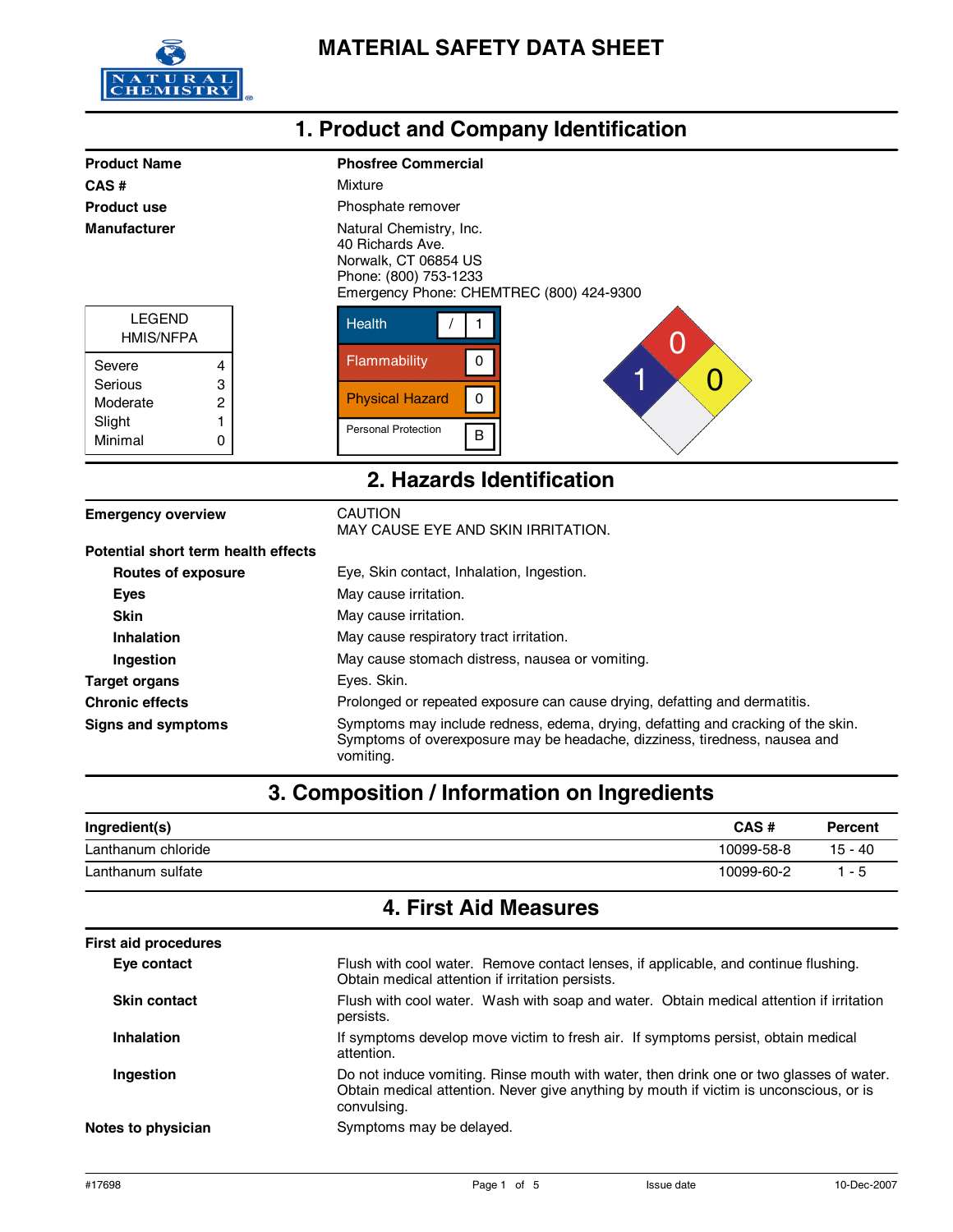# MATERIAL SAFETY DATA SHEET

## 1. Product and Company Identification

| | |
|---|---|
| **Product Name** | **Phosfree Commercial** |
| **CAS #** | Mixture |
| **Product use** | Phosphate remover |
| **Manufacturer** | Natural Chemistry, Inc.<br>40 Richards Ave.<br>Norwalk, CT 06854 US<br>Phone: (800) 753-1233<br>Emergency Phone: CHEMTREC (800) 424-9300 |

| LEGEND HMIS/NFPA | |
|---|---|
| Severe | 4 |
| Serious | 3 |
| Moderate | 2 |
| Slight | 1 |
| Minimal | 0 |

| HMIS | |
|---|---|
| Health | / 1 |
| Flammability | 0 |
| Physical Hazard | 0 |
| Personal Protection | B |

NFPA: Health 1, Flammability 0, Reactivity 0

## 2. Hazards Identification

| | |
|---|---|
| **Emergency overview** | CAUTION<br>MAY CAUSE EYE AND SKIN IRRITATION. |
| **Potential short term health effects** | |
| **Routes of exposure** | Eye, Skin contact, Inhalation, Ingestion. |
| **Eyes** | May cause irritation. |
| **Skin** | May cause irritation. |
| **Inhalation** | May cause respiratory tract irritation. |
| **Ingestion** | May cause stomach distress, nausea or vomiting. |
| **Target organs** | Eyes. Skin. |
| **Chronic effects** | Prolonged or repeated exposure can cause drying, defatting and dermatitis. |
| **Signs and symptoms** | Symptoms may include redness, edema, drying, defatting and cracking of the skin. Symptoms of overexposure may be headache, dizziness, tiredness, nausea and vomiting. |

## 3. Composition / Information on Ingredients

| Ingredient(s) | CAS # | Percent |
|---|---|---|
| Lanthanum chloride | 10099-58-8 | 15 - 40 |
| Lanthanum sulfate | 10099-60-2 | 1 - 5 |

## 4. First Aid Measures

| | |
|---|---|
| **First aid procedures** | |
| **Eye contact** | Flush with cool water. Remove contact lenses, if applicable, and continue flushing. Obtain medical attention if irritation persists. |
| **Skin contact** | Flush with cool water. Wash with soap and water. Obtain medical attention if irritation persists. |
| **Inhalation** | If symptoms develop move victim to fresh air. If symptoms persist, obtain medical attention. |
| **Ingestion** | Do not induce vomiting. Rinse mouth with water, then drink one or two glasses of water. Obtain medical attention. Never give anything by mouth if victim is unconscious, or is convulsing. |
| **Notes to physician** | Symptoms may be delayed. |

#17698 Issue date 10-Dec-2007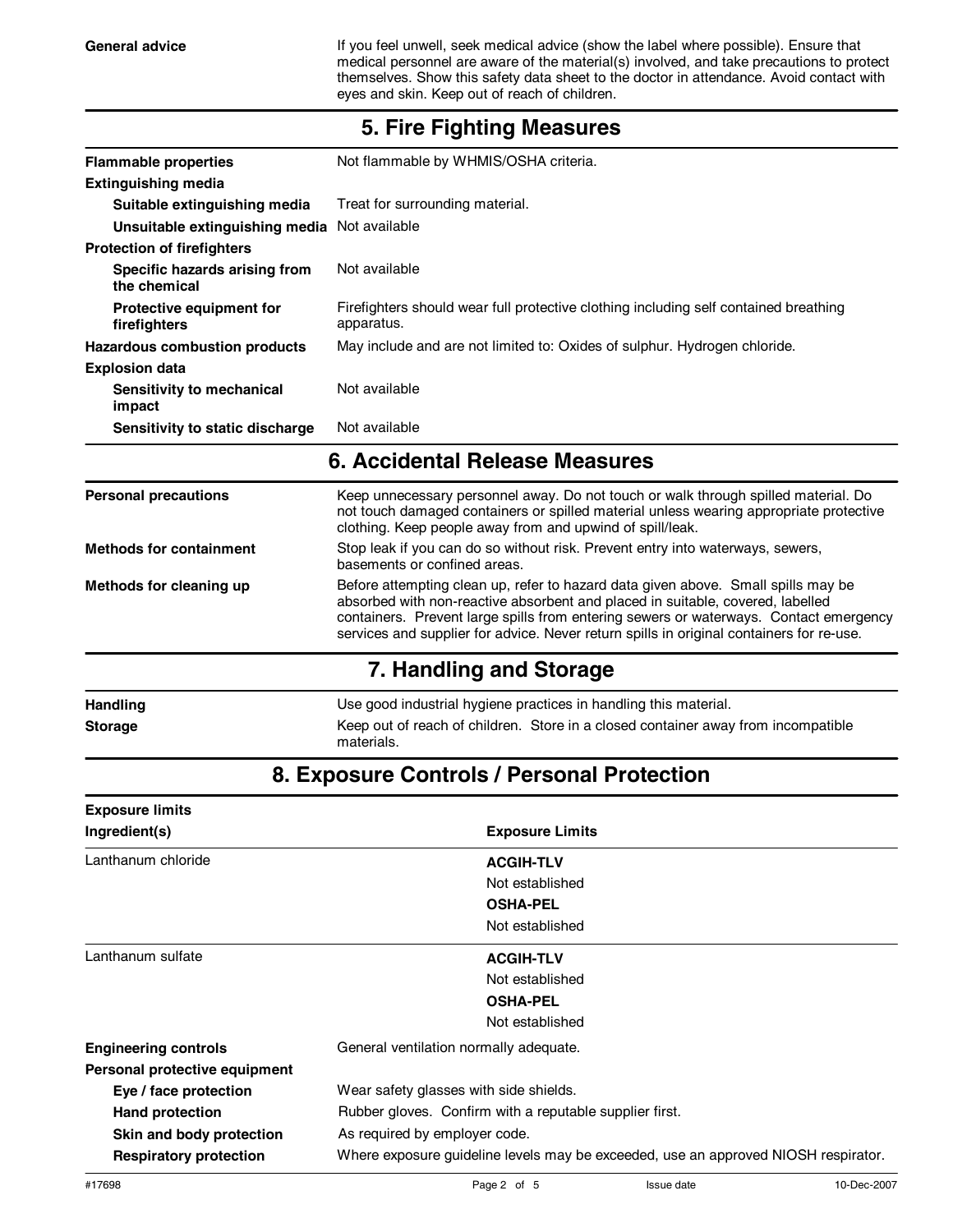| | |
|---|---|
| **General advice** | If you feel unwell, seek medical advice (show the label where possible). Ensure that medical personnel are aware of the material(s) involved, and take precautions to protect themselves. Show this safety data sheet to the doctor in attendance. Avoid contact with eyes and skin. Keep out of reach of children. |

## 5. Fire Fighting Measures

| | |
|---|---|
| **Flammable properties** | Not flammable by WHMIS/OSHA criteria. |
| **Extinguishing media** | |
| **Suitable extinguishing media** | Treat for surrounding material. |
| **Unsuitable extinguishing media** | Not available |
| **Protection of firefighters** | |
| **Specific hazards arising from the chemical** | Not available |
| **Protective equipment for firefighters** | Firefighters should wear full protective clothing including self contained breathing apparatus. |
| **Hazardous combustion products** | May include and are not limited to: Oxides of sulphur. Hydrogen chloride. |
| **Explosion data** | |
| **Sensitivity to mechanical impact** | Not available |
| **Sensitivity to static discharge** | Not available |

## 6. Accidental Release Measures

| | |
|---|---|
| **Personal precautions** | Keep unnecessary personnel away. Do not touch or walk through spilled material. Do not touch damaged containers or spilled material unless wearing appropriate protective clothing. Keep people away from and upwind of spill/leak. |
| **Methods for containment** | Stop leak if you can do so without risk. Prevent entry into waterways, sewers, basements or confined areas. |
| **Methods for cleaning up** | Before attempting clean up, refer to hazard data given above. Small spills may be absorbed with non-reactive absorbent and placed in suitable, covered, labelled containers. Prevent large spills from entering sewers or waterways. Contact emergency services and supplier for advice. Never return spills in original containers for re-use. |

## 7. Handling and Storage

| | |
|---|---|
| **Handling** | Use good industrial hygiene practices in handling this material. |
| **Storage** | Keep out of reach of children. Store in a closed container away from incompatible materials. |

## 8. Exposure Controls / Personal Protection

**Exposure limits**

| Ingredient(s) | Exposure Limits |
|---|---|
| Lanthanum chloride | **ACGIH-TLV**<br>Not established<br>**OSHA-PEL**<br>Not established |
| Lanthanum sulfate | **ACGIH-TLV**<br>Not established<br>**OSHA-PEL**<br>Not established |

| | |
|---|---|
| **Engineering controls** | General ventilation normally adequate. |
| **Personal protective equipment** | |
| **Eye / face protection** | Wear safety glasses with side shields. |
| **Hand protection** | Rubber gloves. Confirm with a reputable supplier first. |
| **Skin and body protection** | As required by employer code. |
| **Respiratory protection** | Where exposure guideline levels may be exceeded, use an approved NIOSH respirator. |

#17698 Issue date 10-Dec-2007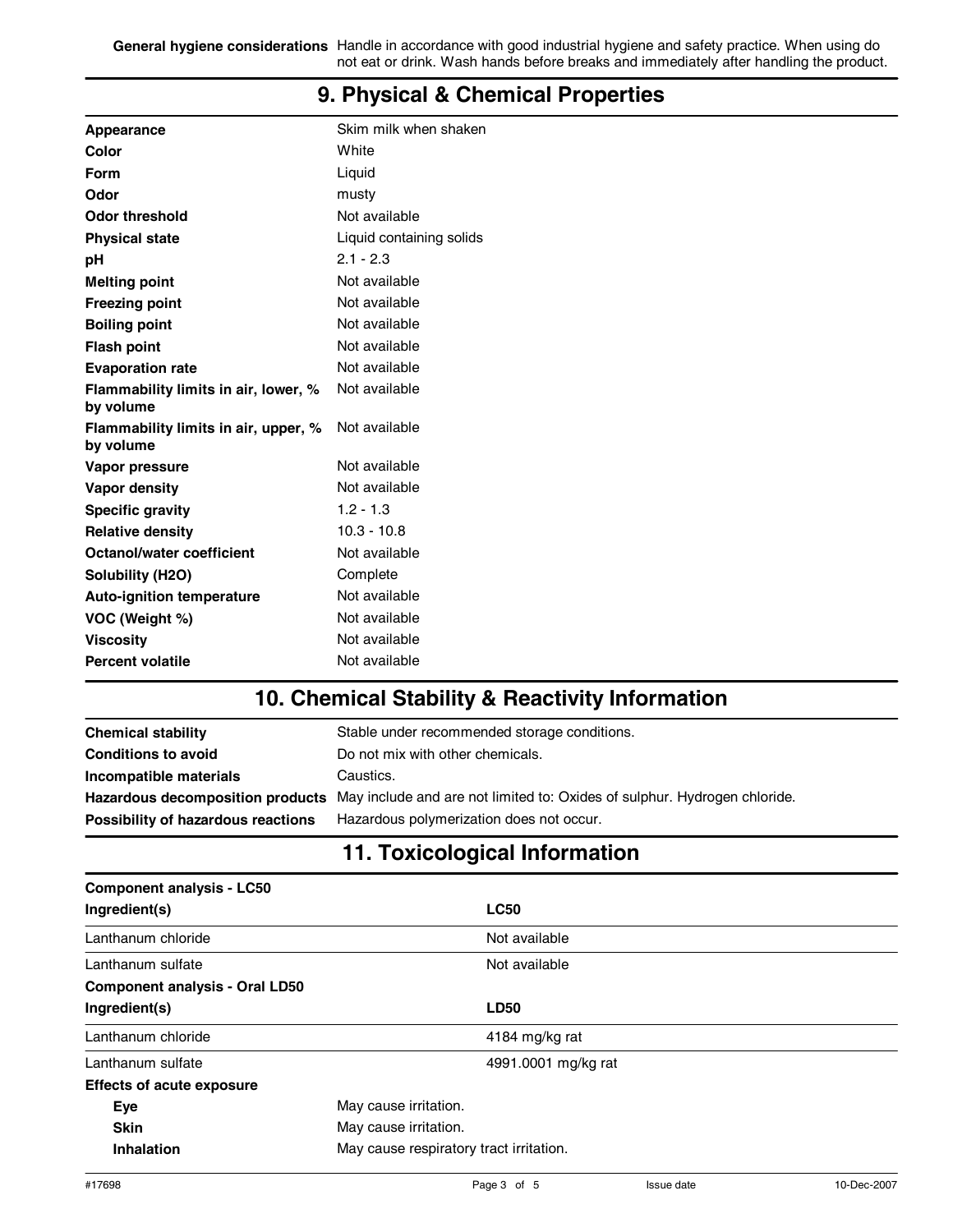**General hygiene considerations** Handle in accordance with good industrial hygiene and safety practice. When using do not eat or drink. Wash hands before breaks and immediately after handling the product.

## 9. Physical & Chemical Properties

| | |
|---|---|
| **Appearance** | Skim milk when shaken |
| **Color** | White |
| **Form** | Liquid |
| **Odor** | musty |
| **Odor threshold** | Not available |
| **Physical state** | Liquid containing solids |
| **pH** | 2.1 - 2.3 |
| **Melting point** | Not available |
| **Freezing point** | Not available |
| **Boiling point** | Not available |
| **Flash point** | Not available |
| **Evaporation rate** | Not available |
| **Flammability limits in air, lower, % by volume** | Not available |
| **Flammability limits in air, upper, % by volume** | Not available |
| **Vapor pressure** | Not available |
| **Vapor density** | Not available |
| **Specific gravity** | 1.2 - 1.3 |
| **Relative density** | 10.3 - 10.8 |
| **Octanol/water coefficient** | Not available |
| **Solubility (H2O)** | Complete |
| **Auto-ignition temperature** | Not available |
| **VOC (Weight %)** | Not available |
| **Viscosity** | Not available |
| **Percent volatile** | Not available |

## 10. Chemical Stability & Reactivity Information

| | |
|---|---|
| **Chemical stability** | Stable under recommended storage conditions. |
| **Conditions to avoid** | Do not mix with other chemicals. |
| **Incompatible materials** | Caustics. |
| **Hazardous decomposition products** | May include and are not limited to: Oxides of sulphur. Hydrogen chloride. |
| **Possibility of hazardous reactions** | Hazardous polymerization does not occur. |

## 11. Toxicological Information

**Component analysis - LC50**

| Ingredient(s) | LC50 |
|---|---|
| Lanthanum chloride | Not available |
| Lanthanum sulfate | Not available |

**Component analysis - Oral LD50**

| Ingredient(s) | LD50 |
|---|---|
| Lanthanum chloride | 4184 mg/kg rat |
| Lanthanum sulfate | 4991.0001 mg/kg rat |

**Effects of acute exposure**

| | |
|---|---|
| **Eye** | May cause irritation. |
| **Skin** | May cause irritation. |
| **Inhalation** | May cause respiratory tract irritation. |

#17698 Issue date 10-Dec-2007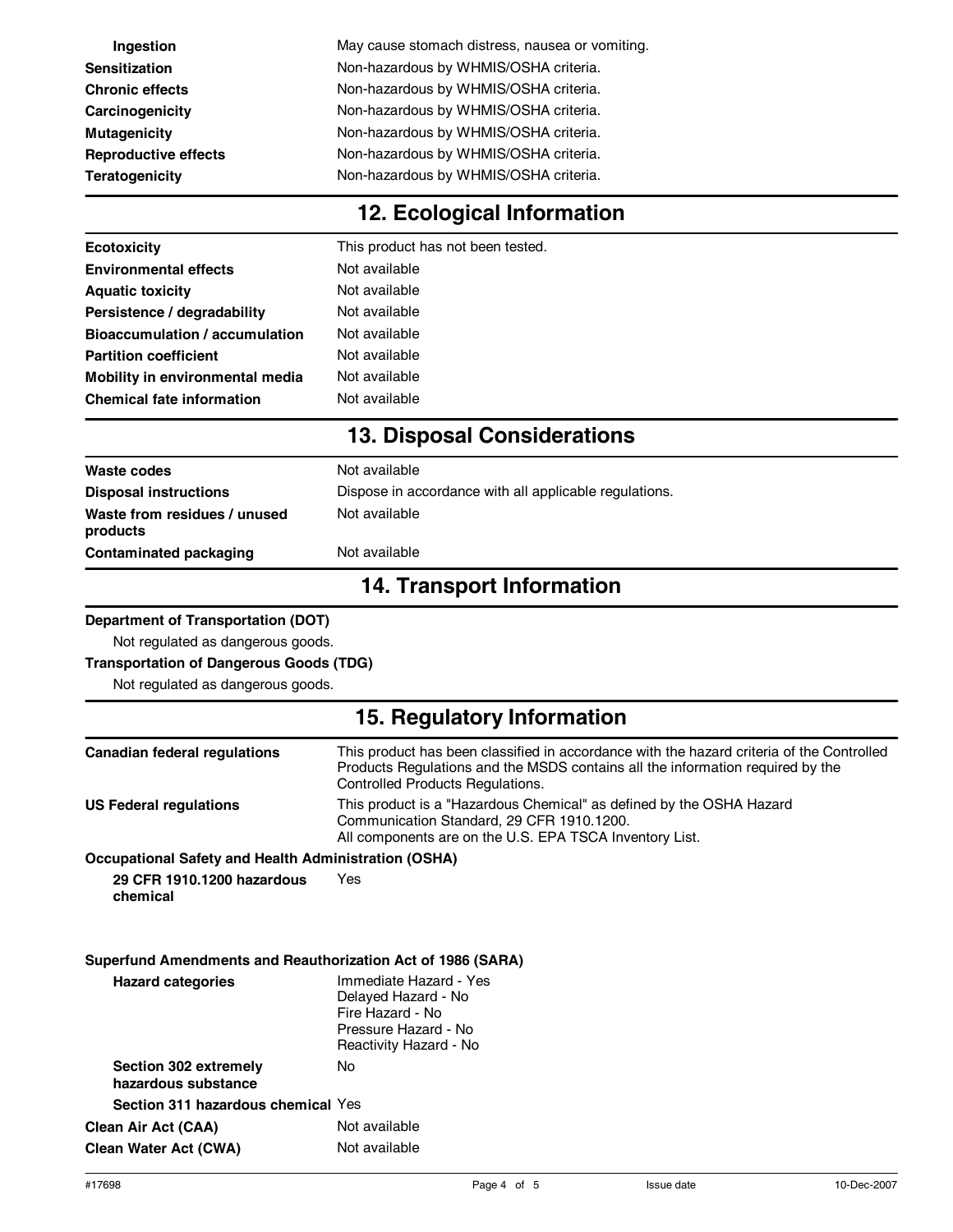| | |
|---|---|
| **Ingestion** | May cause stomach distress, nausea or vomiting. |
| **Sensitization** | Non-hazardous by WHMIS/OSHA criteria. |
| **Chronic effects** | Non-hazardous by WHMIS/OSHA criteria. |
| **Carcinogenicity** | Non-hazardous by WHMIS/OSHA criteria. |
| **Mutagenicity** | Non-hazardous by WHMIS/OSHA criteria. |
| **Reproductive effects** | Non-hazardous by WHMIS/OSHA criteria. |
| **Teratogenicity** | Non-hazardous by WHMIS/OSHA criteria. |

## 12. Ecological Information

| | |
|---|---|
| **Ecotoxicity** | This product has not been tested. |
| **Environmental effects** | Not available |
| **Aquatic toxicity** | Not available |
| **Persistence / degradability** | Not available |
| **Bioaccumulation / accumulation** | Not available |
| **Partition coefficient** | Not available |
| **Mobility in environmental media** | Not available |
| **Chemical fate information** | Not available |

## 13. Disposal Considerations

| | |
|---|---|
| **Waste codes** | Not available |
| **Disposal instructions** | Dispose in accordance with all applicable regulations. |
| **Waste from residues / unused products** | Not available |
| **Contaminated packaging** | Not available |

## 14. Transport Information

**Department of Transportation (DOT)**

Not regulated as dangerous goods.

**Transportation of Dangerous Goods (TDG)**

Not regulated as dangerous goods.

## 15. Regulatory Information

| | |
|---|---|
| **Canadian federal regulations** | This product has been classified in accordance with the hazard criteria of the Controlled Products Regulations and the MSDS contains all the information required by the Controlled Products Regulations. |
| **US Federal regulations** | This product is a "Hazardous Chemical" as defined by the OSHA Hazard Communication Standard, 29 CFR 1910.1200.<br>All components are on the U.S. EPA TSCA Inventory List. |

**Occupational Safety and Health Administration (OSHA)**

| | |
|---|---|
| **29 CFR 1910.1200 hazardous chemical** | Yes |

**Superfund Amendments and Reauthorization Act of 1986 (SARA)**

| | |
|---|---|
| **Hazard categories** | Immediate Hazard - Yes<br>Delayed Hazard - No<br>Fire Hazard - No<br>Pressure Hazard - No<br>Reactivity Hazard - No |
| **Section 302 extremely hazardous substance** | No |
| **Section 311 hazardous chemical** | Yes |
| **Clean Air Act (CAA)** | Not available |
| **Clean Water Act (CWA)** | Not available |

#17698 Issue date 10-Dec-2007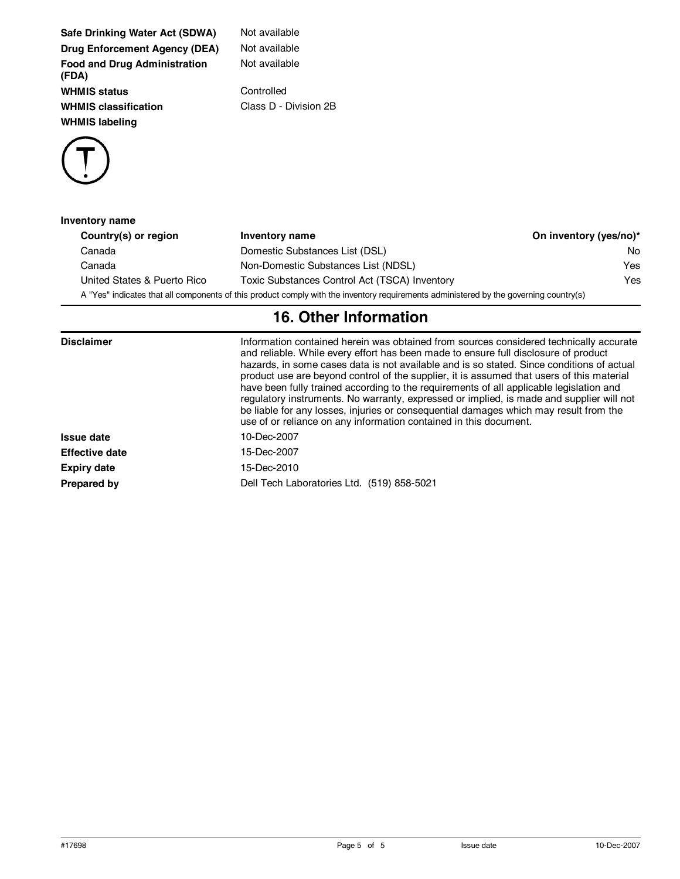| | |
|---|---|
| **Safe Drinking Water Act (SDWA)** | Not available |
| **Drug Enforcement Agency (DEA)** | Not available |
| **Food and Drug Administration (FDA)** | Not available |
| **WHMIS status** | Controlled |
| **WHMIS classification** | Class D - Division 2B |
| **WHMIS labeling** | |

**Inventory name**

| Country(s) or region | Inventory name | On inventory (yes/no)* |
|---|---|---|
| Canada | Domestic Substances List (DSL) | No |
| Canada | Non-Domestic Substances List (NDSL) | Yes |
| United States & Puerto Rico | Toxic Substances Control Act (TSCA) Inventory | Yes |

A "Yes" indicates that all components of this product comply with the inventory requirements administered by the governing country(s)

## 16. Other Information

**Disclaimer**

Information contained herein was obtained from sources considered technically accurate and reliable. While every effort has been made to ensure full disclosure of product hazards, in some cases data is not available and is so stated. Since conditions of actual product use are beyond control of the supplier, it is assumed that users of this material have been fully trained according to the requirements of all applicable legislation and regulatory instruments. No warranty, expressed or implied, is made and supplier will not be liable for any losses, injuries or consequential damages which may result from the use of or reliance on any information contained in this document.

| | |
|---|---|
| **Issue date** | 10-Dec-2007 |
| **Effective date** | 15-Dec-2007 |
| **Expiry date** | 15-Dec-2010 |
| **Prepared by** | Dell Tech Laboratories Ltd. (519) 858-5021 |